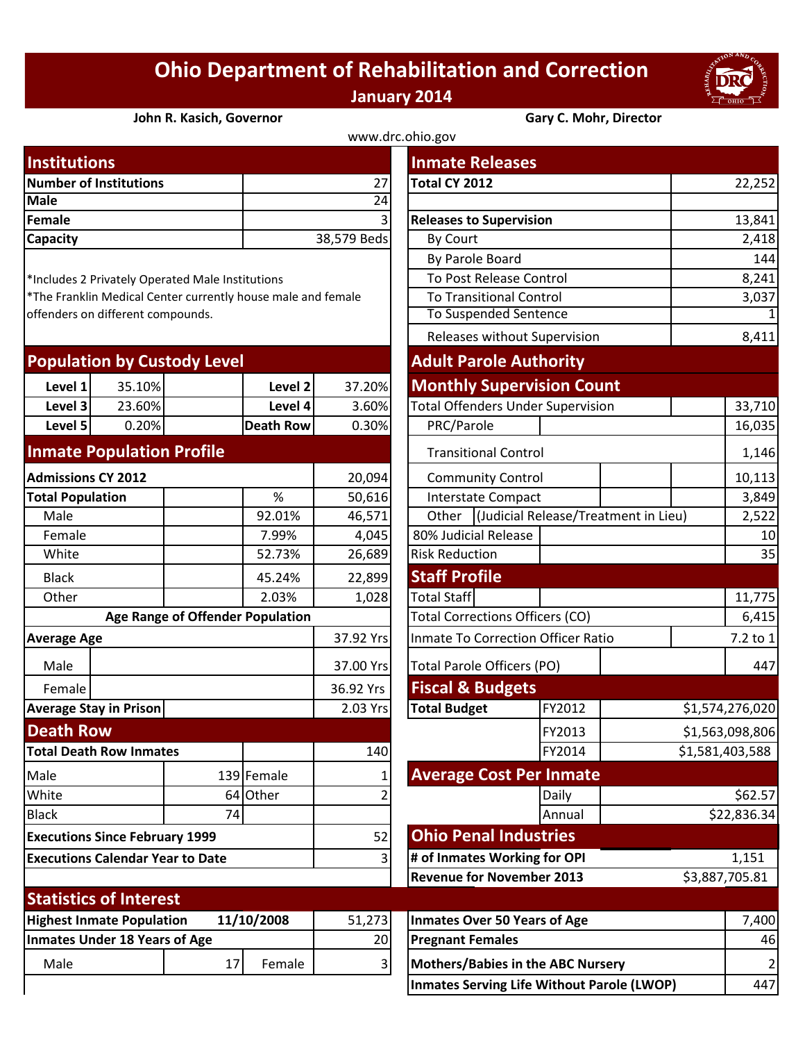# Ohio Department of Rehabilitation and Correction

**January 2014**

**John R. Kasich, Governor** | **Gary C. Mohr, Director**

www.drc.ohio.gov

## Institutions

| | |
|---|---|
| **Number of Institutions** | 27 |
| **Male** | 24 |
| **Female** | 3 |
| **Capacity** | 38,579 Beds |

*Includes 2 Privately Operated Male Institutions
*The Franklin Medical Center currently house male and female offenders on different compounds.

## Population by Custody Level

| | | | |
|---|---|---|---|
| **Level 1** | 35.10% | **Level 2** | 37.20% |
| **Level 3** | 23.60% | **Level 4** | 3.60% |
| **Level 5** | 0.20% | **Death Row** | 0.30% |

## Inmate Population Profile

| | % | |
|---|---|---|
| **Admissions CY 2012** | | 20,094 |
| **Total Population** | % | 50,616 |
| Male | 92.01% | 46,571 |
| Female | 7.99% | 4,045 |
| White | 52.73% | 26,689 |
| Black | 45.24% | 22,899 |
| Other | 2.03% | 1,028 |
| **Age Range of Offender Population** | | |
| **Average Age** | | 37.92 Yrs |
| Male | | 37.00 Yrs |
| Female | | 36.92 Yrs |
| **Average Stay in Prison** | | 2.03 Yrs |

## Death Row

| | | | |
|---|---|---|---|
| **Total Death Row Inmates** | | | 140 |
| Male | 139 | Female | 1 |
| White | 64 | Other | 2 |
| Black | 74 | | |
| **Executions Since February 1999** | | | 52 |
| **Executions Calendar Year to Date** | | | 3 |

## Inmate Releases

| | |
|---|---|
| **Total CY 2012** | 22,252 |
| **Releases to Supervision** | 13,841 |
| By Court | 2,418 |
| By Parole Board | 144 |
| To Post Release Control | 8,241 |
| To Transitional Control | 3,037 |
| To Suspended Sentence | 1 |
| Releases without Supervision | 8,411 |

## Adult Parole Authority

### Monthly Supervision Count

| | |
|---|---|
| Total Offenders Under Supervision | 33,710 |
| PRC/Parole | 16,035 |
| Transitional Control | 1,146 |
| Community Control | 10,113 |
| Interstate Compact | 3,849 |
| Other (Judicial Release/Treatment in Lieu) | 2,522 |
| 80% Judicial Release | 10 |
| Risk Reduction | 35 |

## Staff Profile

| | |
|---|---|
| Total Staff | 11,775 |
| Total Corrections Officers (CO) | 6,415 |
| Inmate To Correction Officer Ratio | 7.2 to 1 |
| Total Parole Officers (PO) | 447 |

## Fiscal & Budgets

| | | |
|---|---|---|
| **Total Budget** | FY2012 | $1,574,276,020 |
| | FY2013 | $1,563,098,806 |
| | FY2014 | $1,581,403,588 |

## Average Cost Per Inmate

| | |
|---|---|
| Daily | $62.57 |
| Annual | $22,836.34 |

## Ohio Penal Industries

| | |
|---|---|
| **# of Inmates Working for OPI** | 1,151 |
| **Revenue for November 2013** | $3,887,705.81 |

## Statistics of Interest

| | | | |
|---|---|---|---|
| **Highest Inmate Population** | **11/10/2008** | | 51,273 |
| **Inmates Under 18 Years of Age** | | | 20 |
| Male | 17 | Female | 3 |

| | |
|---|---|
| **Inmates Over 50 Years of Age** | 7,400 |
| **Pregnant Females** | 46 |
| **Mothers/Babies in the ABC Nursery** | 2 |
| **Inmates Serving Life Without Parole (LWOP)** | 447 |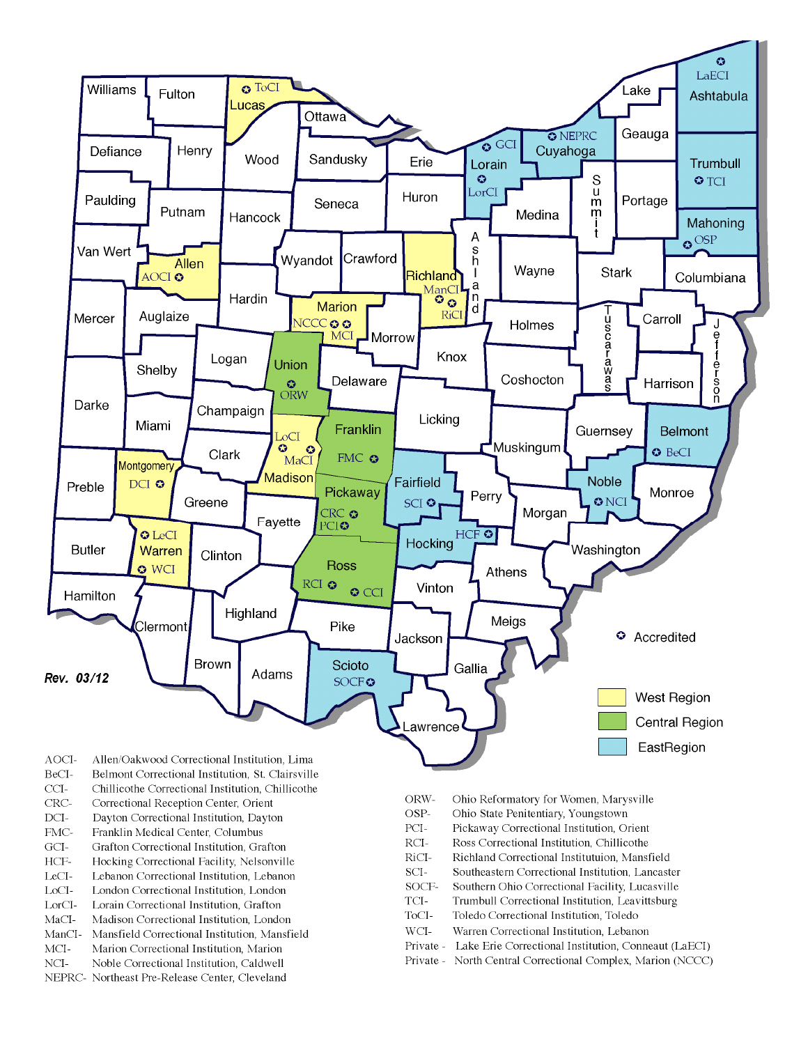Rev. 03/12

Accredited

West Region

Central Region

EastRegion

| | |
|---|---|
| AOCI- | Allen/Oakwood Correctional Institution, Lima |
| BeCI- | Belmont Correctional Institution, St. Clairsville |
| CCI- | Chillicothe Correctional Institution, Chillicothe |
| CRC- | Correctional Reception Center, Orient |
| DCI- | Dayton Correctional Institution, Dayton |
| FMC- | Franklin Medical Center, Columbus |
| GCI- | Grafton Correctional Institution, Grafton |
| HCF- | Hocking Correctional Facility, Nelsonville |
| LeCI- | Lebanon Correctional Institution, Lebanon |
| LoCI- | London Correctional Institution, London |
| LorCI- | Lorain Correctional Institution, Grafton |
| MaCI- | Madison Correctional Institution, London |
| ManCI- | Mansfield Correctional Institution, Mansfield |
| MCI- | Marion Correctional Institution, Marion |
| NCI- | Noble Correctional Institution, Caldwell |
| NEPRC- | Northeast Pre-Release Center, Cleveland |
| ORW- | Ohio Reformatory for Women, Marysville |
| OSP- | Ohio State Penitentiary, Youngstown |
| PCI- | Pickaway Correctional Institution, Orient |
| RCI- | Ross Correctional Institution, Chillicothe |
| RiCI- | Richland Correctional Instituttuion, Mansfield |
| SCI- | Southeastern Correctional Institution, Lancaster |
| SOCF- | Southern Ohio Correctional Facility, Lucasville |
| TCI- | Trumbull Correctional Institution, Leavittsburg |
| ToCI- | Toledo Correctional Institution, Toledo |
| WCI- | Warren Correctional Institution, Lebanon |
| Private - | Lake Erie Correctional Institution, Conneaut (LaECI) |
| Private - | North Central Correctional Complex, Marion (NCCC) |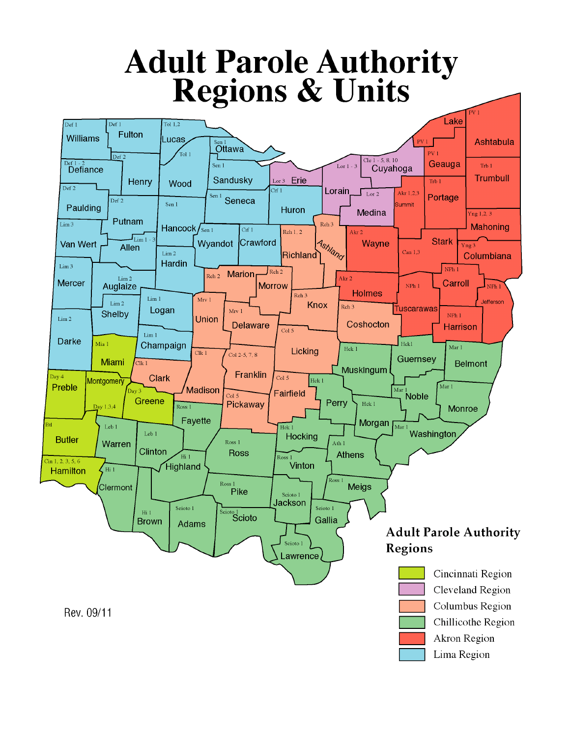# Adult Parole Authority Regions & Units

Def 1 Williams
Def 1 Fulton
Tol 1,2 Lucas
Sen 1 Ottawa
Def 1 - 2 Defiance
Def 2 Henry
Tol 1 Wood
Sen 1 Sandusky
Lor 3 Erie
Lor 1 - 3 Lorain
Cle 1 - 5, 8, 10 Cuyahoga
PV 1 Lake
PV 1 Geauga
PV 1 Ashtabula
Trb 1 Trumbull
Def 2 Paulding
Def 2 Putnam
Sen 1 Hancock
Sen 1 Seneca
Crf 1 Huron
Lor 2 Medina
Akr 1,2,3 Summit
Trb 1 Portage
Yng 1,2, 3 Mahoning
Lim 3 Van Wert
Lim 1 - 3 Allen
Sen 1 Wyandot
Crf 1 Crawford
Rch 1, 2 Richland
Rch 3 Ashland
Akr 2 Wayne
Can 1,3 Stark
Yng 3 Columbiana
Lim 3 Mercer
Lim 2 Auglaize
Lim 2 Hardin
Rch 2 Marion
Rch 2 Morrow
NPh 1 Carroll
NPh 1 Jefferson
Akr 2 Holmes
NPh 1 Tuscarawas
Lim 2 Shelby
Lim 1 Logan
Mrv 1 Union
Mrv 1 Delaware
Rch 3 Knox
Rch 3 Coshocton
NPh 1 Harrison
Lim 2 Darke
Mia 1 Miami
Lim 1 Champaign
Clk 1 Clark
Clk 1 Madison
Col 2-5, 7, 8 Franklin
Col 5 Licking
Hck 1 Muskingum
Hck1 Guernsey
Mar 1 Belmont
Day 4 Preble
Montgomery
Day 1,3,4
Day 3 Greene
Col 5 Pickaway
Col 5 Fairfield
Hck 1 Perry
Mar 1 Noble
Mar 1 Monroe
Ross 1 Fayette
Hck 1 Morgan
Btl Butler
Leb 1 Warren
Leb 1 Clinton
Ross 1 Ross
Hck 1 Hocking
Ath 1 Athens
Mar 1 Washington
Cin 1, 2, 3, 5, 6 Hamilton
Hi 1 Highland
Ross 1 Vinton
Hi 1 Clermont
Ross 1 Pike
Ross 1 Meigs
Sciota 1 Jackson
Hi 1 Brown
Sciota 1 Adams
Sciota 1 Scioto
Sciota 1 Gallia
Sciota 1 Lawrence

**Adult Parole Authority Regions**

- Cincinnati Region
- Cleveland Region
- Columbus Region
- Chillicothe Region
- Akron Region
- Lima Region

Rev. 09/11